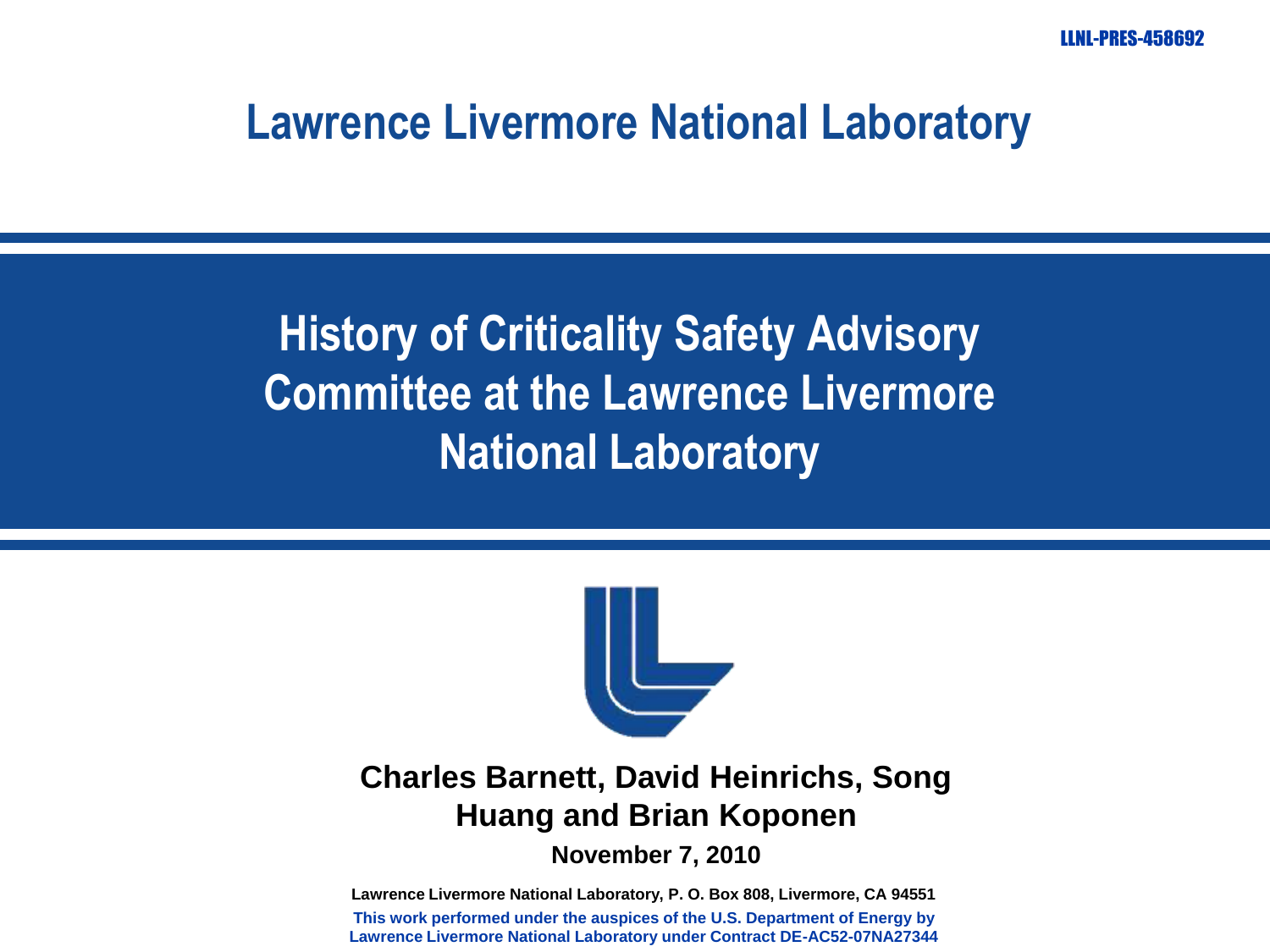LLNL-PRES-458692

# Lawrence Livermore National Laboratory

# History of Criticality Safety Advisory Committee at the Lawrence Livermore National Laboratory

**Charles Barnett, David Heinrichs, Song Huang and Brian Koponen**

**November 7, 2010**

**Lawrence Livermore National Laboratory, P. O. Box 808, Livermore, CA 94551**

**This work performed under the auspices of the U.S. Department of Energy by Lawrence Livermore National Laboratory under Contract DE-AC52-07NA27344**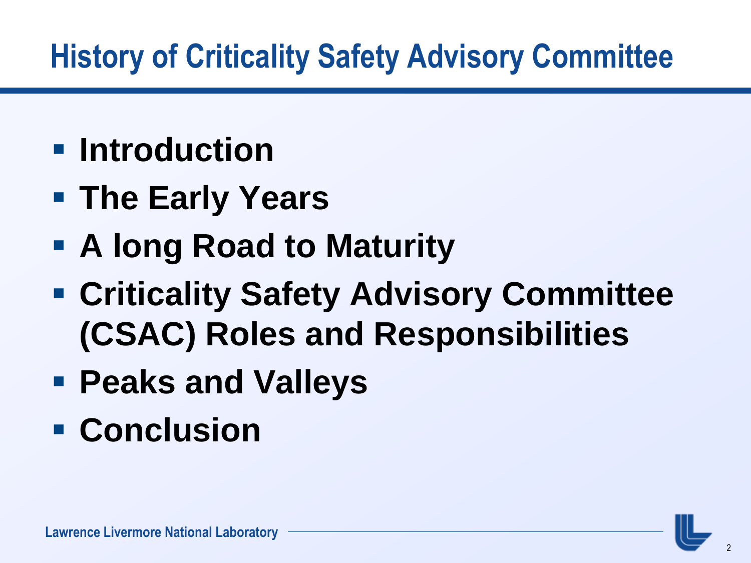# History of Criticality Safety Advisory Committee

- **Introduction**
- **The Early Years**
- **A long Road to Maturity**
- **Criticality Safety Advisory Committee (CSAC) Roles and Responsibilities**
- **Peaks and Valleys**
- **Conclusion**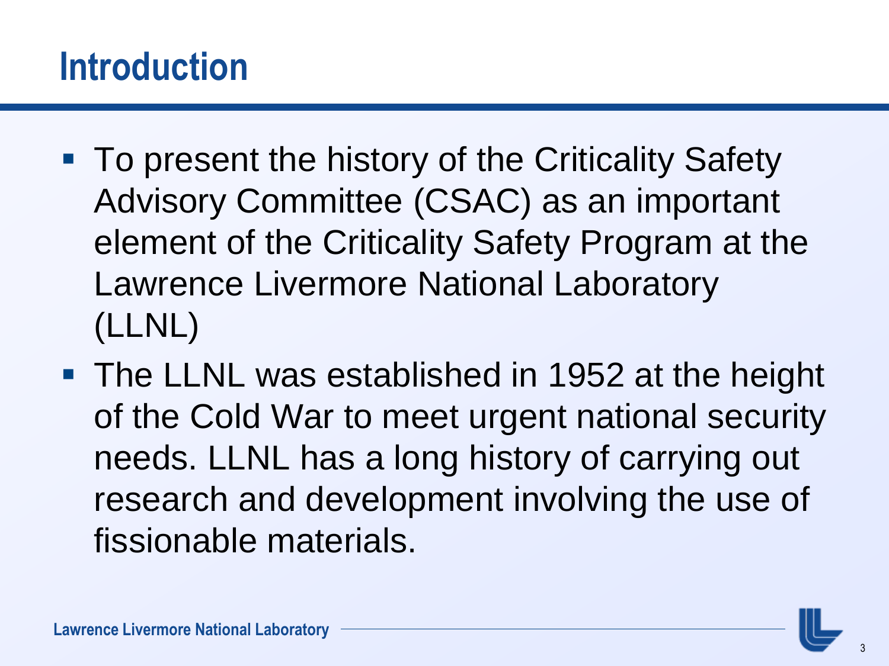# Introduction

- To present the history of the Criticality Safety Advisory Committee (CSAC) as an important element of the Criticality Safety Program at the Lawrence Livermore National Laboratory (LLNL)
- The LLNL was established in 1952 at the height of the Cold War to meet urgent national security needs. LLNL has a long history of carrying out research and development involving the use of fissionable materials.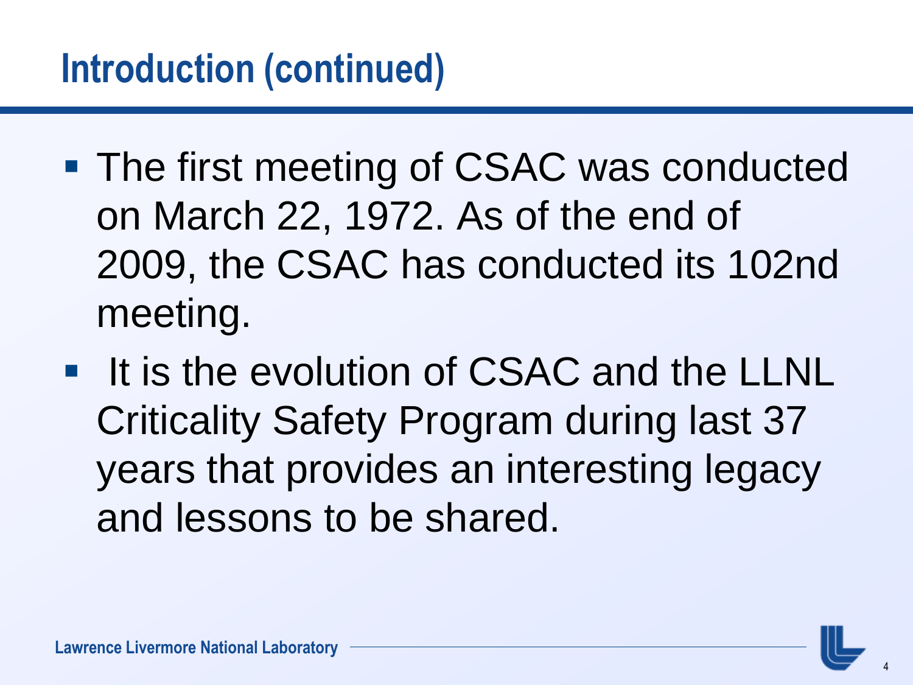## Introduction (continued)

- The first meeting of CSAC was conducted on March 22, 1972. As of the end of 2009, the CSAC has conducted its 102nd meeting.
- It is the evolution of CSAC and the LLNL Criticality Safety Program during last 37 years that provides an interesting legacy and lessons to be shared.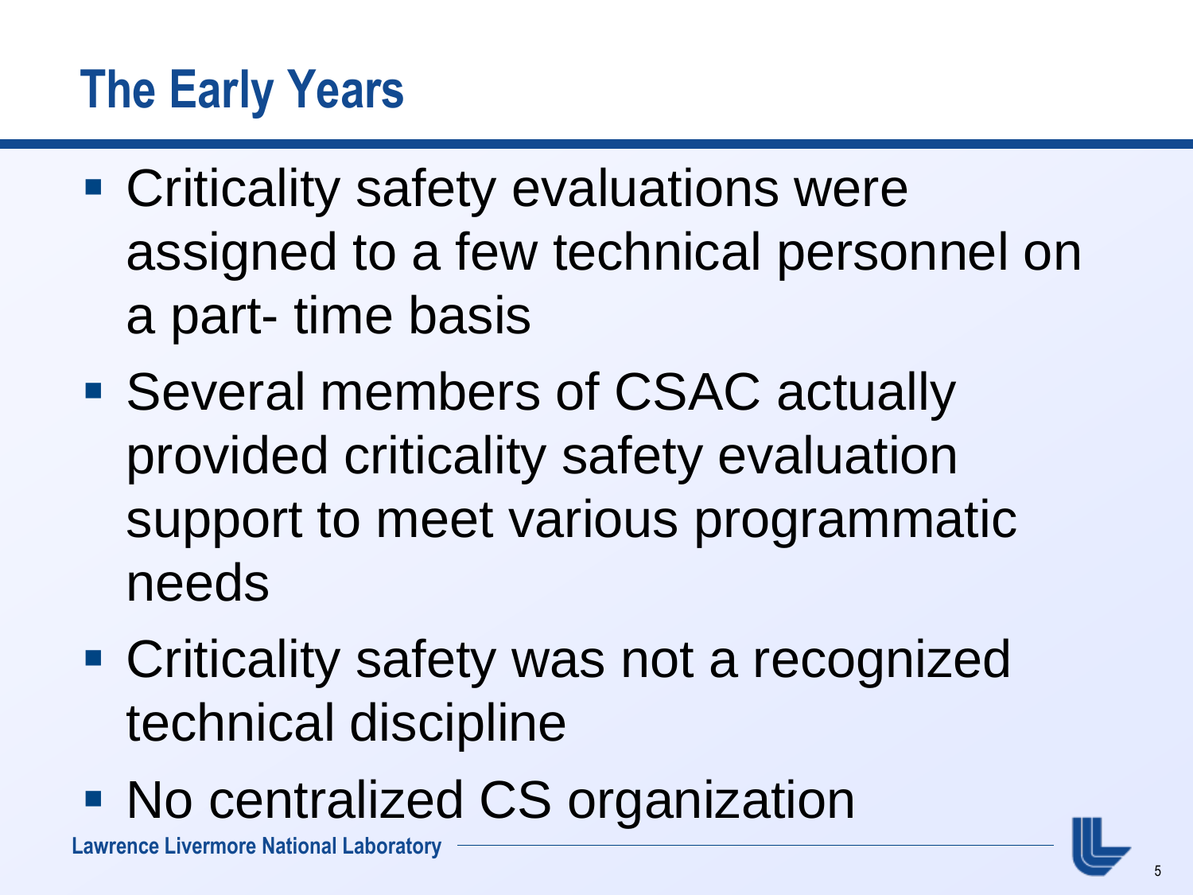# The Early Years

- Criticality safety evaluations were assigned to a few technical personnel on a part- time basis
- Several members of CSAC actually provided criticality safety evaluation support to meet various programmatic needs
- Criticality safety was not a recognized technical discipline
- No centralized CS organization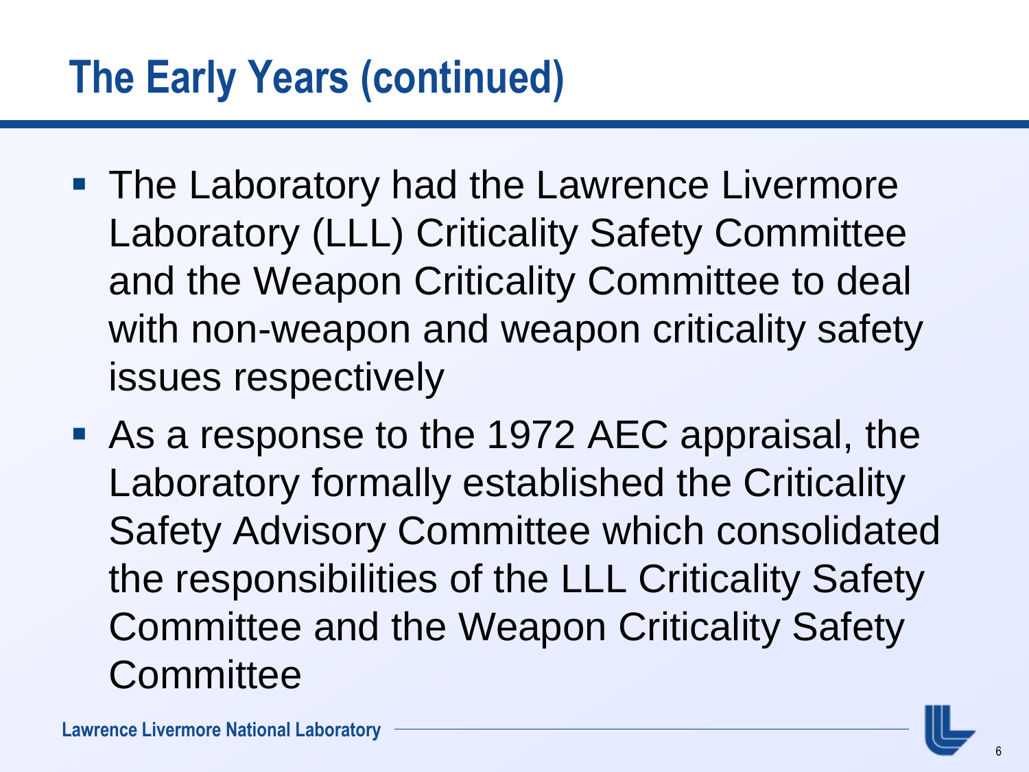# The Early Years (continued)

- The Laboratory had the Lawrence Livermore Laboratory (LLL) Criticality Safety Committee and the Weapon Criticality Committee to deal with non-weapon and weapon criticality safety issues respectively
- As a response to the 1972 AEC appraisal, the Laboratory formally established the Criticality Safety Advisory Committee which consolidated the responsibilities of the LLL Criticality Safety Committee and the Weapon Criticality Safety Committee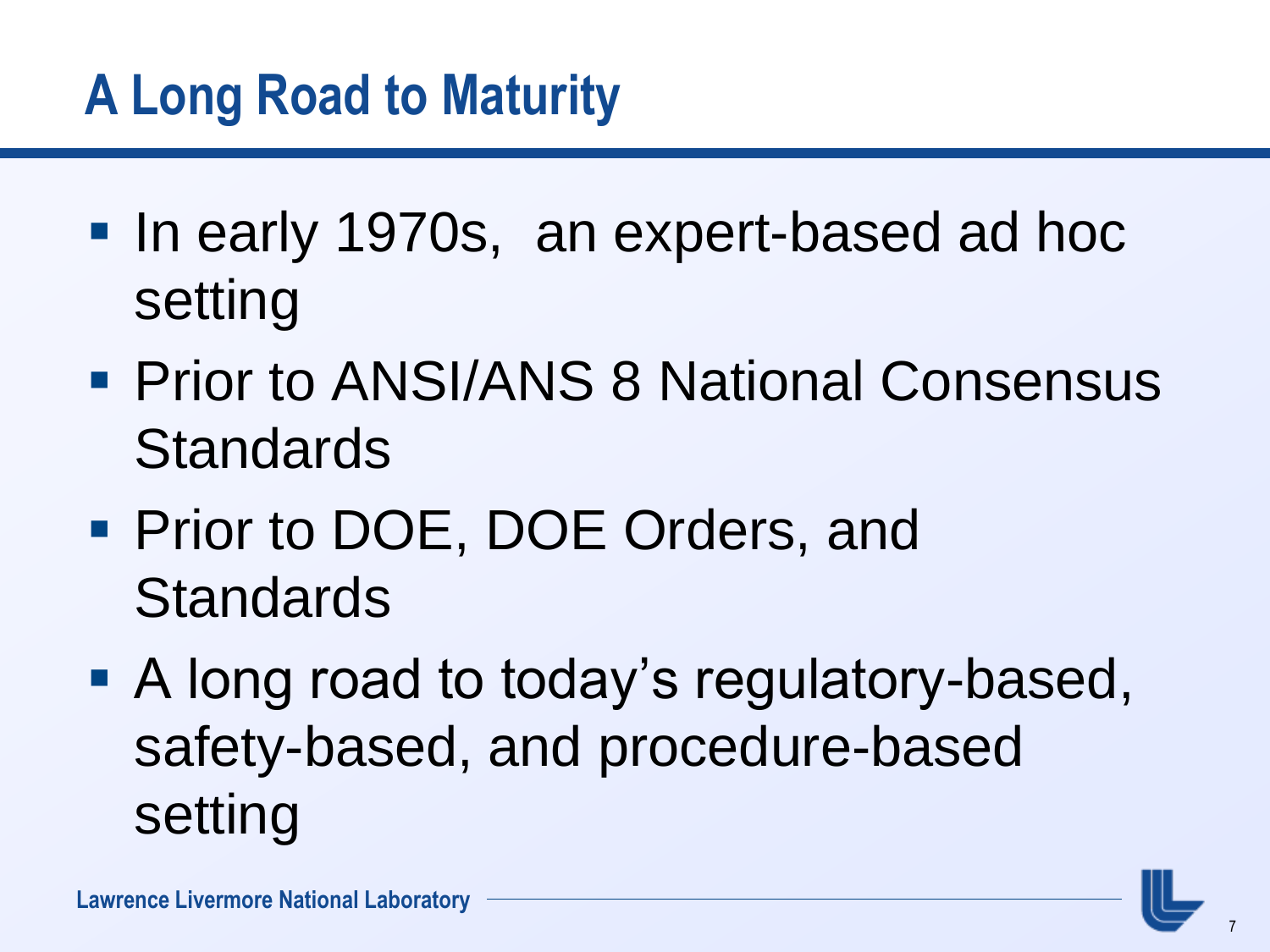# A Long Road to Maturity

- In early 1970s, an expert-based ad hoc setting
- Prior to ANSI/ANS 8 National Consensus Standards
- Prior to DOE, DOE Orders, and Standards
- A long road to today's regulatory-based, safety-based, and procedure-based setting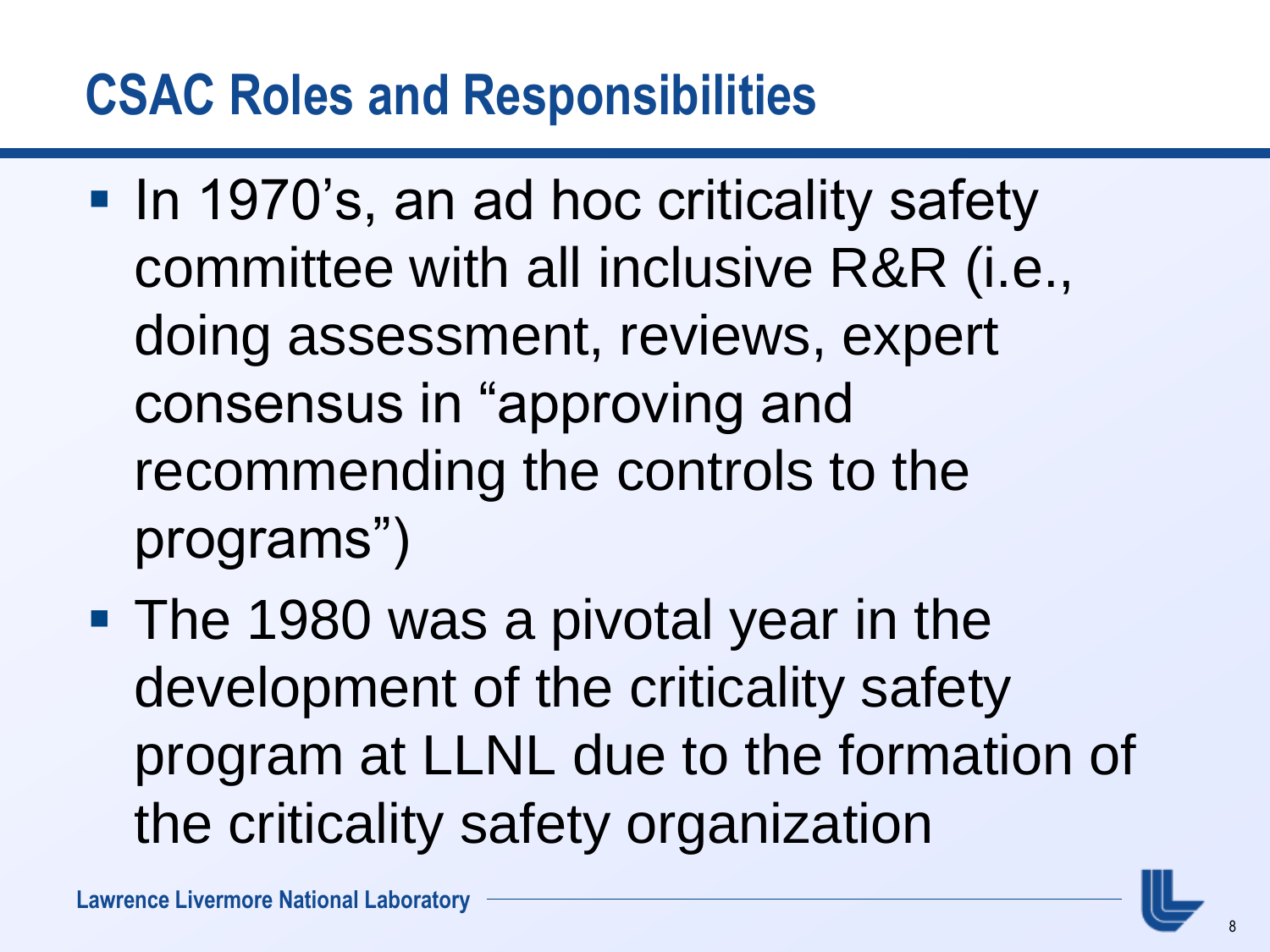# CSAC Roles and Responsibilities

- In 1970's, an ad hoc criticality safety committee with all inclusive R&R (i.e., doing assessment, reviews, expert consensus in "approving and recommending the controls to the programs")
- The 1980 was a pivotal year in the development of the criticality safety program at LLNL due to the formation of the criticality safety organization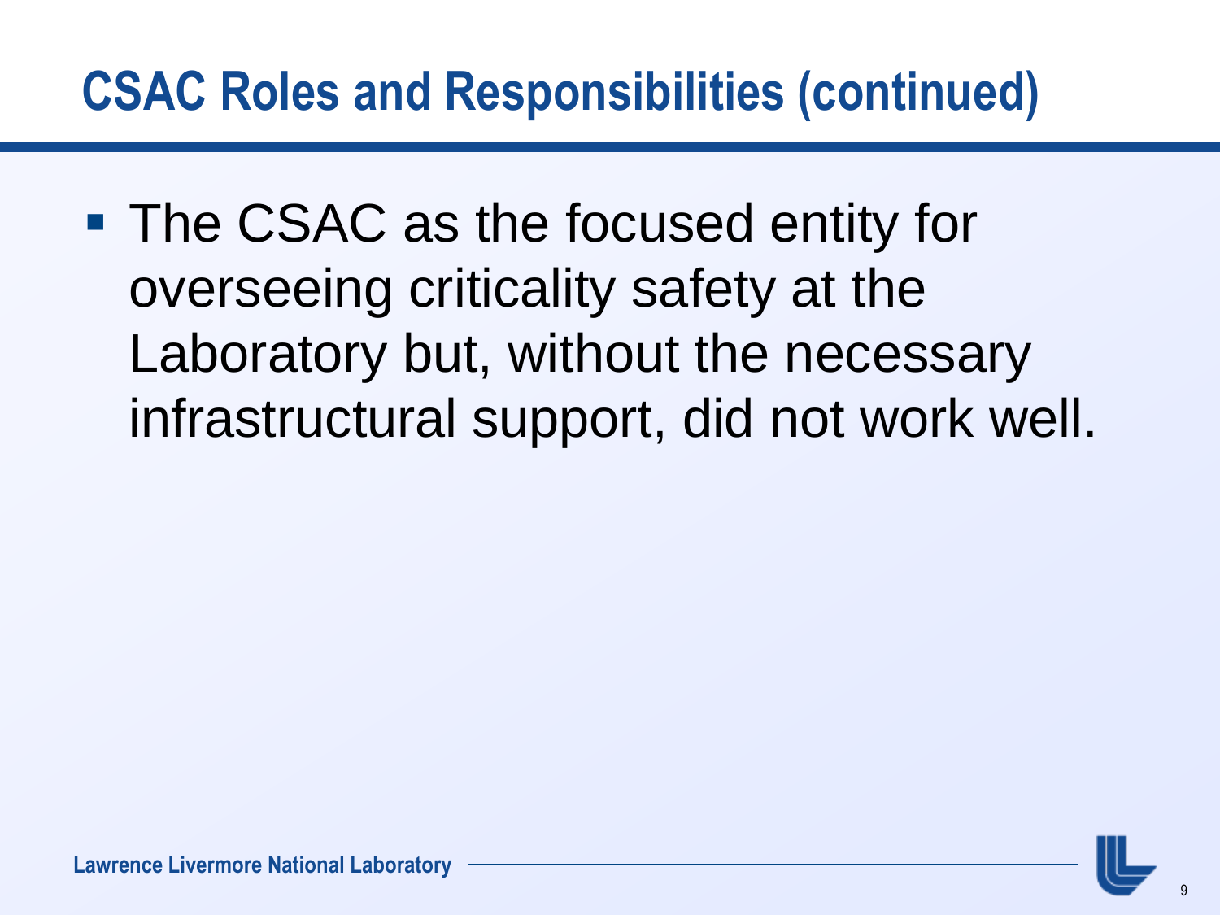# CSAC Roles and Responsibilities (continued)

- The CSAC as the focused entity for overseeing criticality safety at the Laboratory but, without the necessary infrastructural support, did not work well.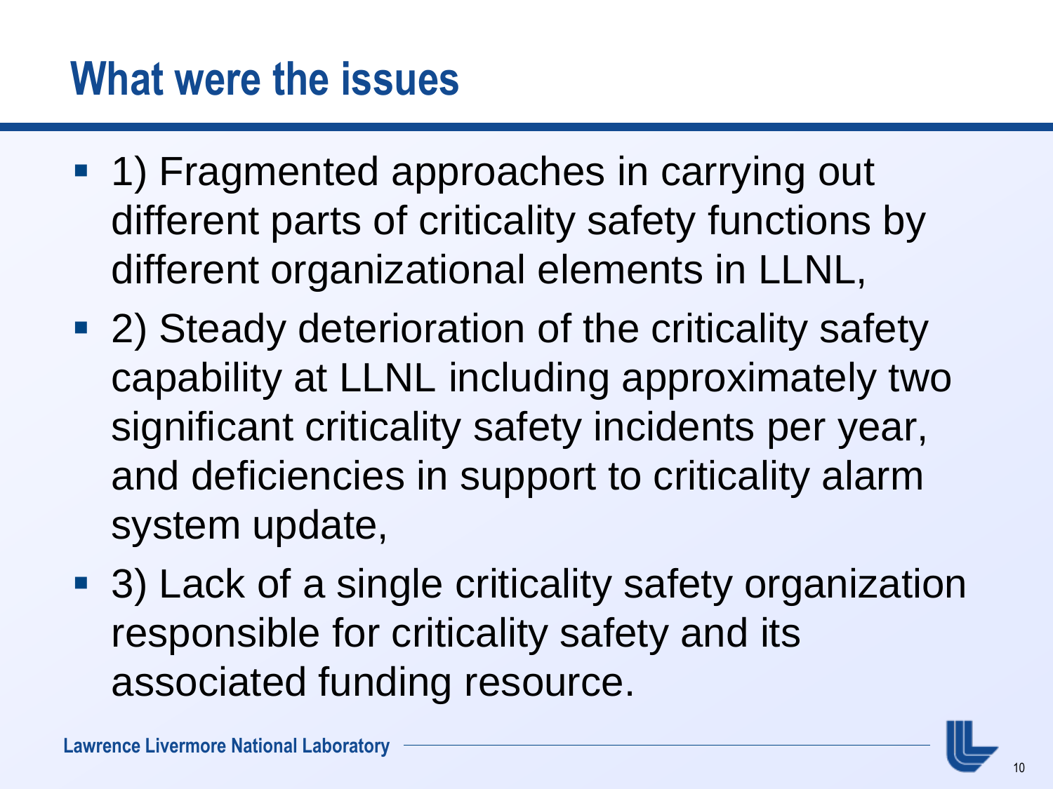# What were the issues

- 1) Fragmented approaches in carrying out different parts of criticality safety functions by different organizational elements in LLNL,
- 2) Steady deterioration of the criticality safety capability at LLNL including approximately two significant criticality safety incidents per year, and deficiencies in support to criticality alarm system update,
- 3) Lack of a single criticality safety organization responsible for criticality safety and its associated funding resource.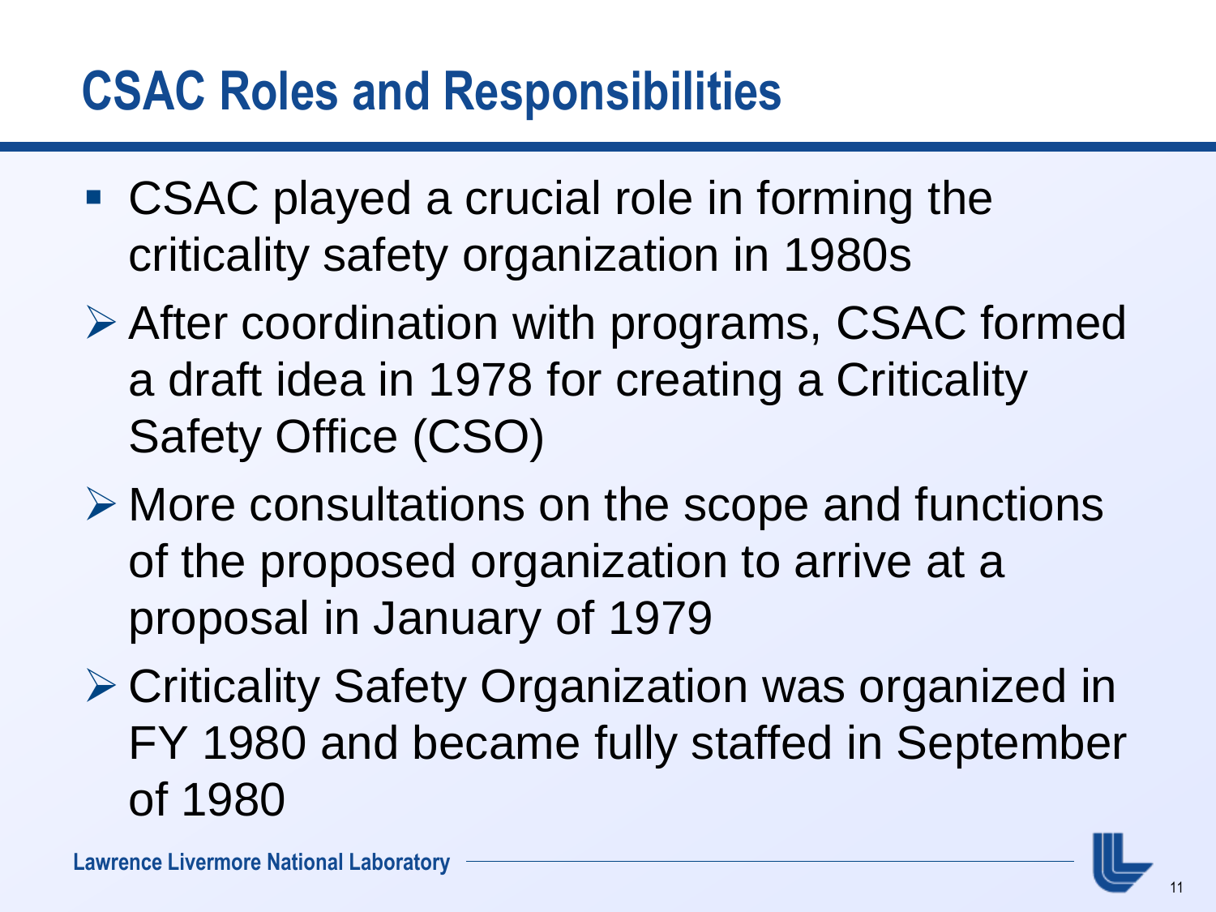# CSAC Roles and Responsibilities

- CSAC played a crucial role in forming the criticality safety organization in 1980s
  - After coordination with programs, CSAC formed a draft idea in 1978 for creating a Criticality Safety Office (CSO)
  - More consultations on the scope and functions of the proposed organization to arrive at a proposal in January of 1979
  - Criticality Safety Organization was organized in FY 1980 and became fully staffed in September of 1980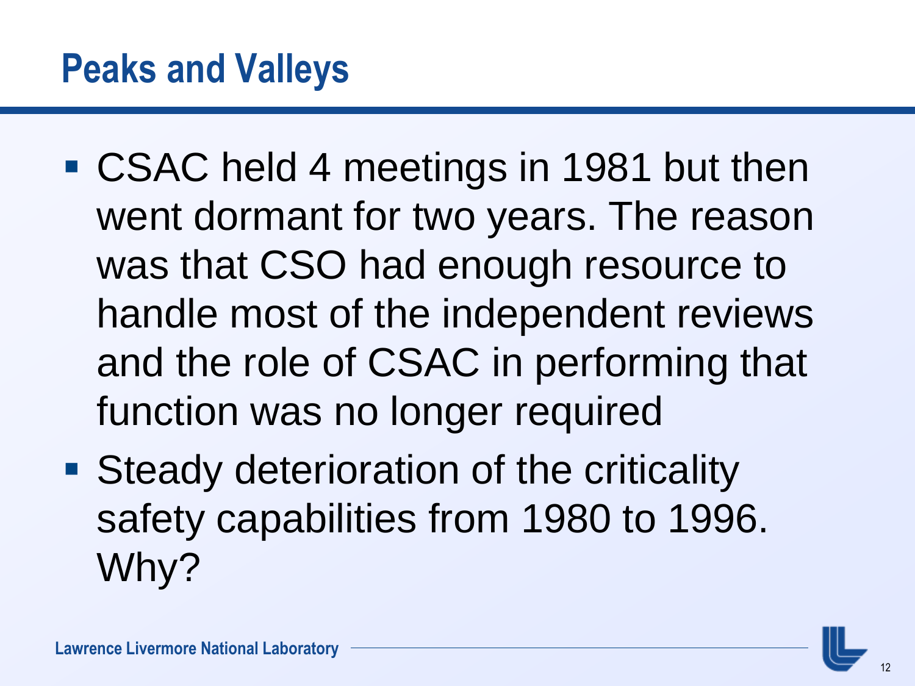# Peaks and Valleys

- CSAC held 4 meetings in 1981 but then went dormant for two years. The reason was that CSO had enough resource to handle most of the independent reviews and the role of CSAC in performing that function was no longer required
- Steady deterioration of the criticality safety capabilities from 1980 to 1996. Why?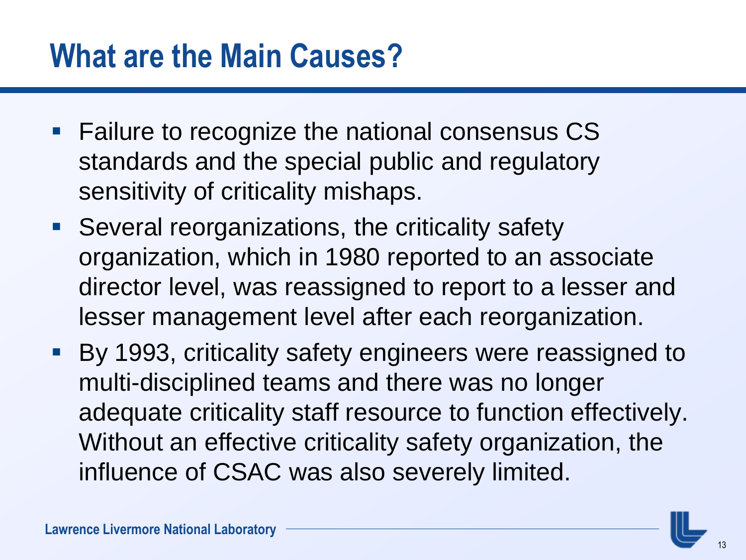# What are the Main Causes?

- Failure to recognize the national consensus CS standards and the special public and regulatory sensitivity of criticality mishaps.
- Several reorganizations, the criticality safety organization, which in 1980 reported to an associate director level, was reassigned to report to a lesser and lesser management level after each reorganization.
- By 1993, criticality safety engineers were reassigned to multi-disciplined teams and there was no longer adequate criticality staff resource to function effectively. Without an effective criticality safety organization, the influence of CSAC was also severely limited.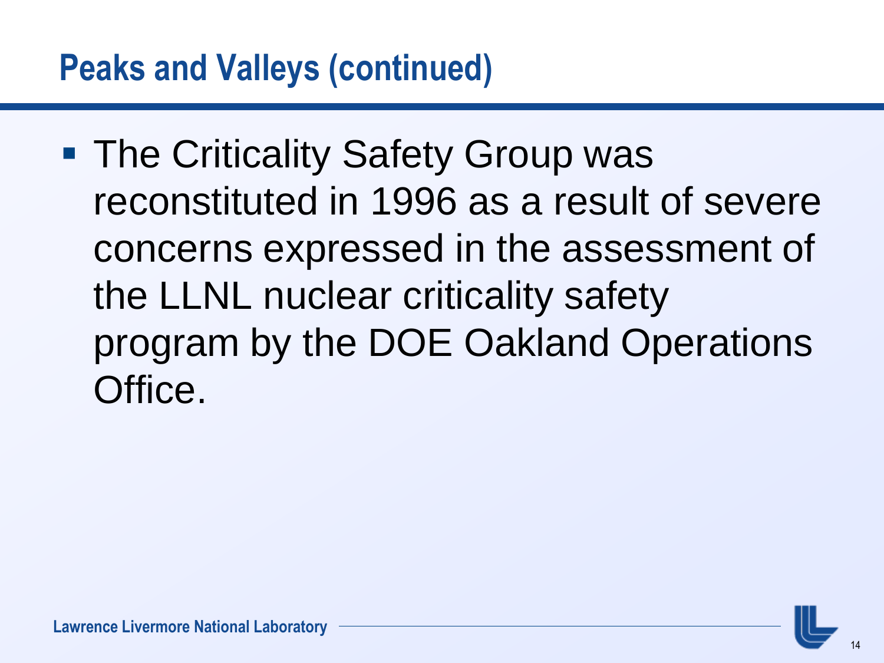# Peaks and Valleys (continued)

- The Criticality Safety Group was reconstituted in 1996 as a result of severe concerns expressed in the assessment of the LLNL nuclear criticality safety program by the DOE Oakland Operations Office.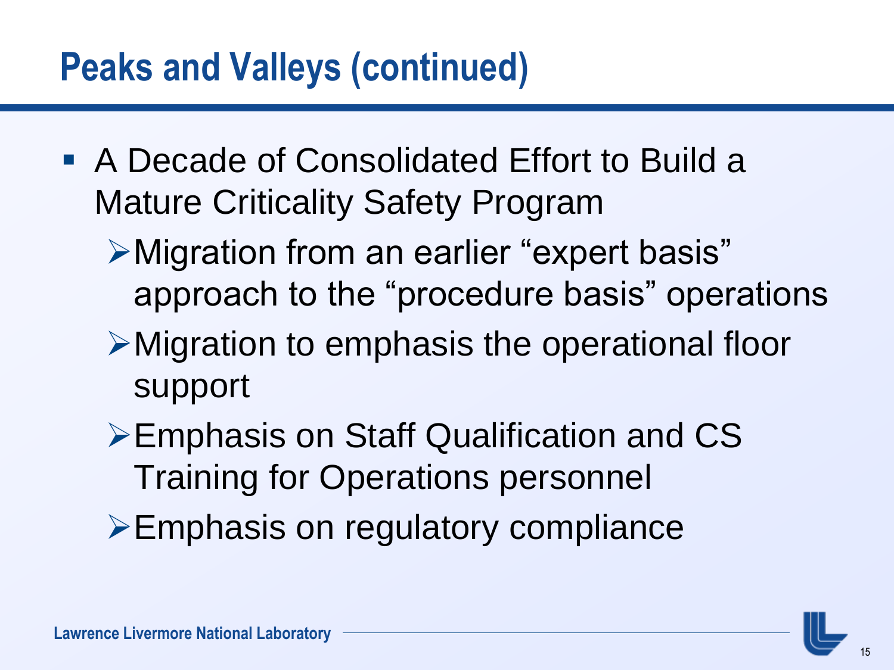# Peaks and Valleys (continued)

- A Decade of Consolidated Effort to Build a Mature Criticality Safety Program
  - Migration from an earlier “expert basis” approach to the “procedure basis” operations
  - Migration to emphasis the operational floor support
  - Emphasis on Staff Qualification and CS Training for Operations personnel
  - Emphasis on regulatory compliance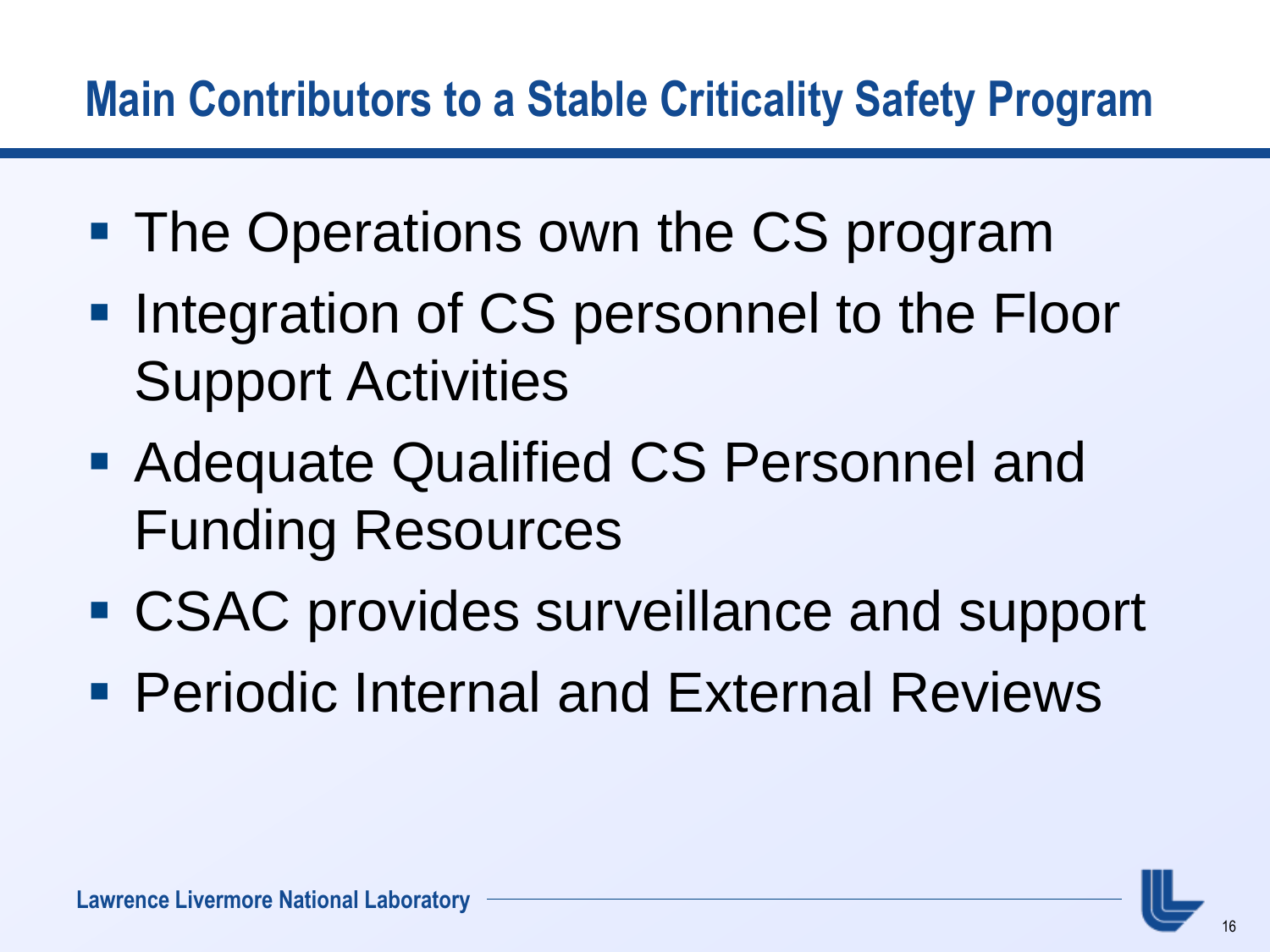# Main Contributors to a Stable Criticality Safety Program

- The Operations own the CS program
- Integration of CS personnel to the Floor Support Activities
- Adequate Qualified CS Personnel and Funding Resources
- CSAC provides surveillance and support
- Periodic Internal and External Reviews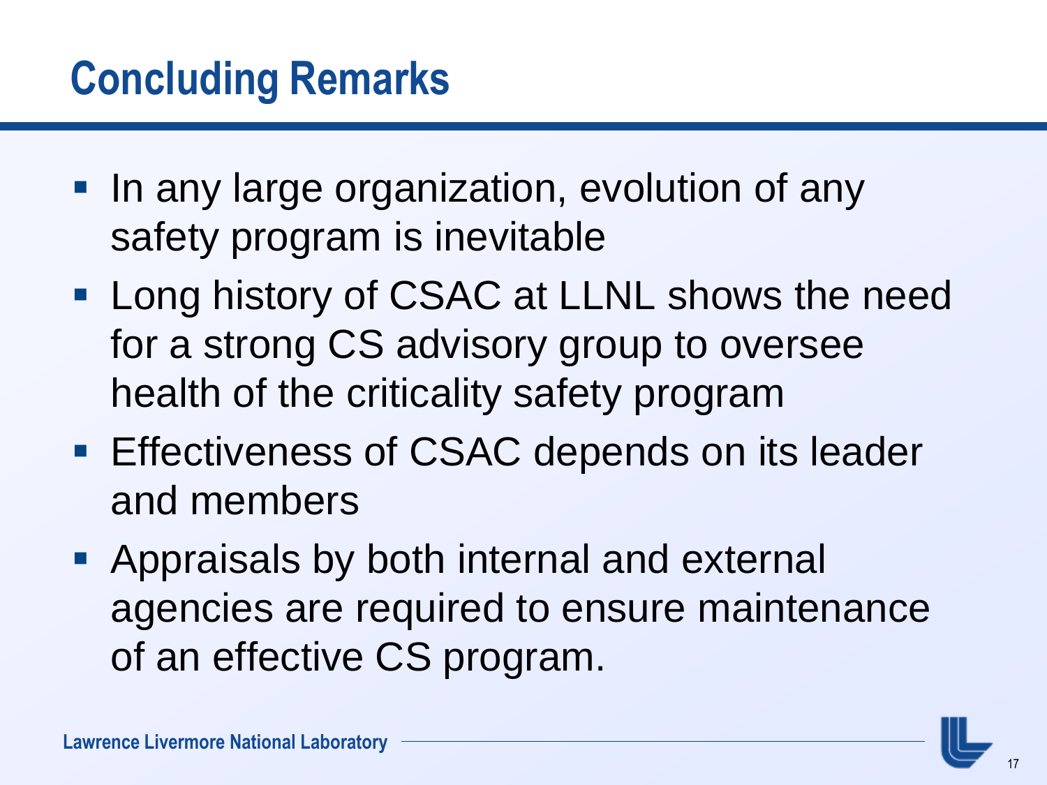# Concluding Remarks

- In any large organization, evolution of any safety program is inevitable
- Long history of CSAC at LLNL shows the need for a strong CS advisory group to oversee health of the criticality safety program
- Effectiveness of CSAC depends on its leader and members
- Appraisals by both internal and external agencies are required to ensure maintenance of an effective CS program.